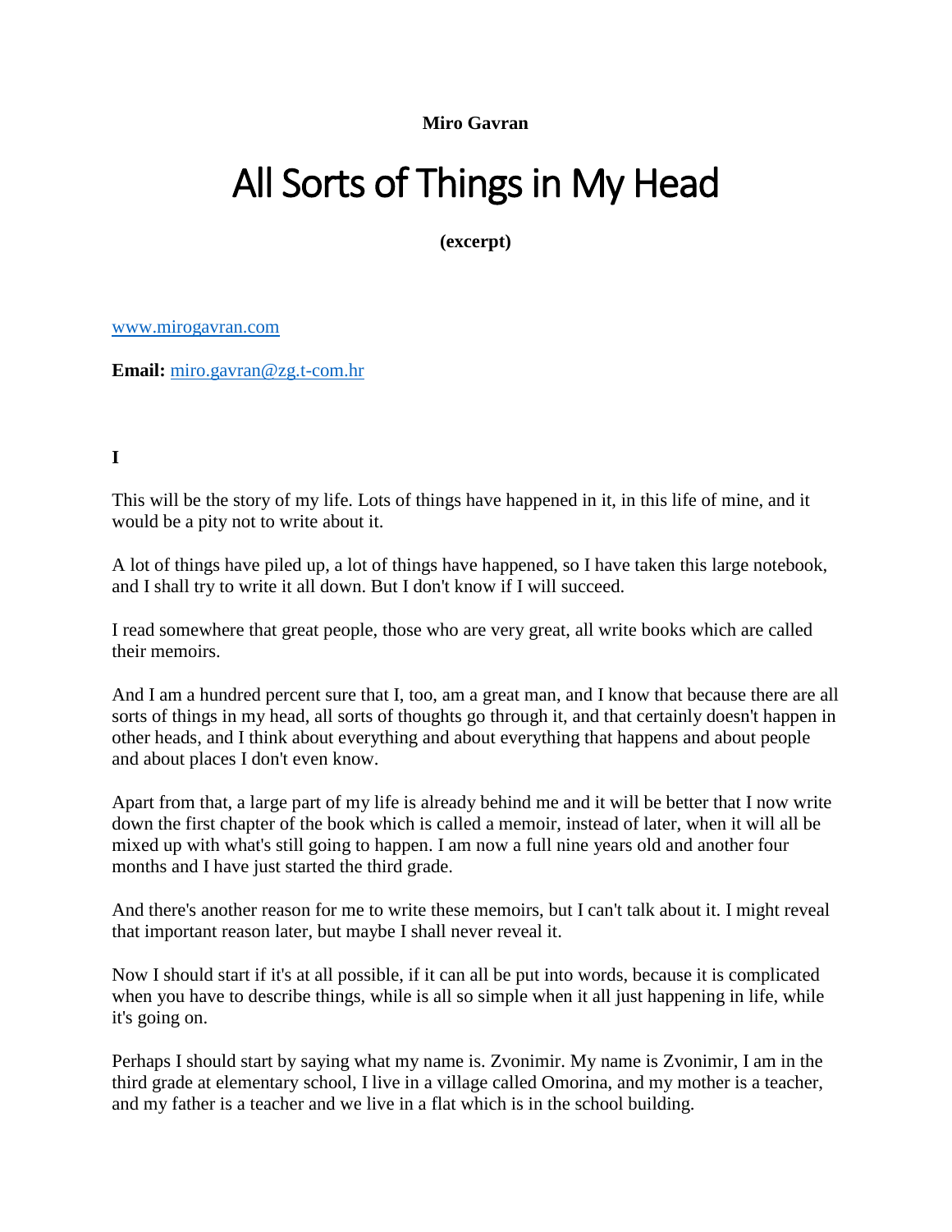**Miro Gavran**

# All Sorts of Things in My Head

**(excerpt)**

[www.mirogavran.com](http://www.mirogavran.com)

**Email:** [miro.gavran@zg.t-com.hr](mailto:miro.gavran@zg.t-com.hr)

## I

This will be the story of my life. Lots of things have happened in it, in this life of mine, and it would be a pity not to write about it.

A lot of things have piled up, a lot of things have happened, so I have taken this large notebook, and I shall try to write it all down. But I don't know if I will succeed.

I read somewhere that great people, those who are very great, all write books which are called their memoirs.

And I am a hundred percent sure that I, too, am a great man, and I know that because there are all sorts of things in my head, all sorts of thoughts go through it, and that certainly doesn't happen in other heads, and I think about everything and about everything that happens and about people and about places I don't even know.

Apart from that, a large part of my life is already behind me and it will be better that I now write down the first chapter of the book which is called a memoir, instead of later, when it will all be mixed up with what's still going to happen. I am now a full nine years old and another four months and I have just started the third grade.

And there's another reason for me to write these memoirs, but I can't talk about it. I might reveal that important reason later, but maybe I shall never reveal it.

Now I should start if it's at all possible, if it can all be put into words, because it is complicated when you have to describe things, while is all so simple when it all just happening in life, while it's going on.

Perhaps I should start by saying what my name is. Zvonimir. My name is Zvonimir, I am in the third grade at elementary school, I live in a village called Omorina, and my mother is a teacher, and my father is a teacher and we live in a flat which is in the school building.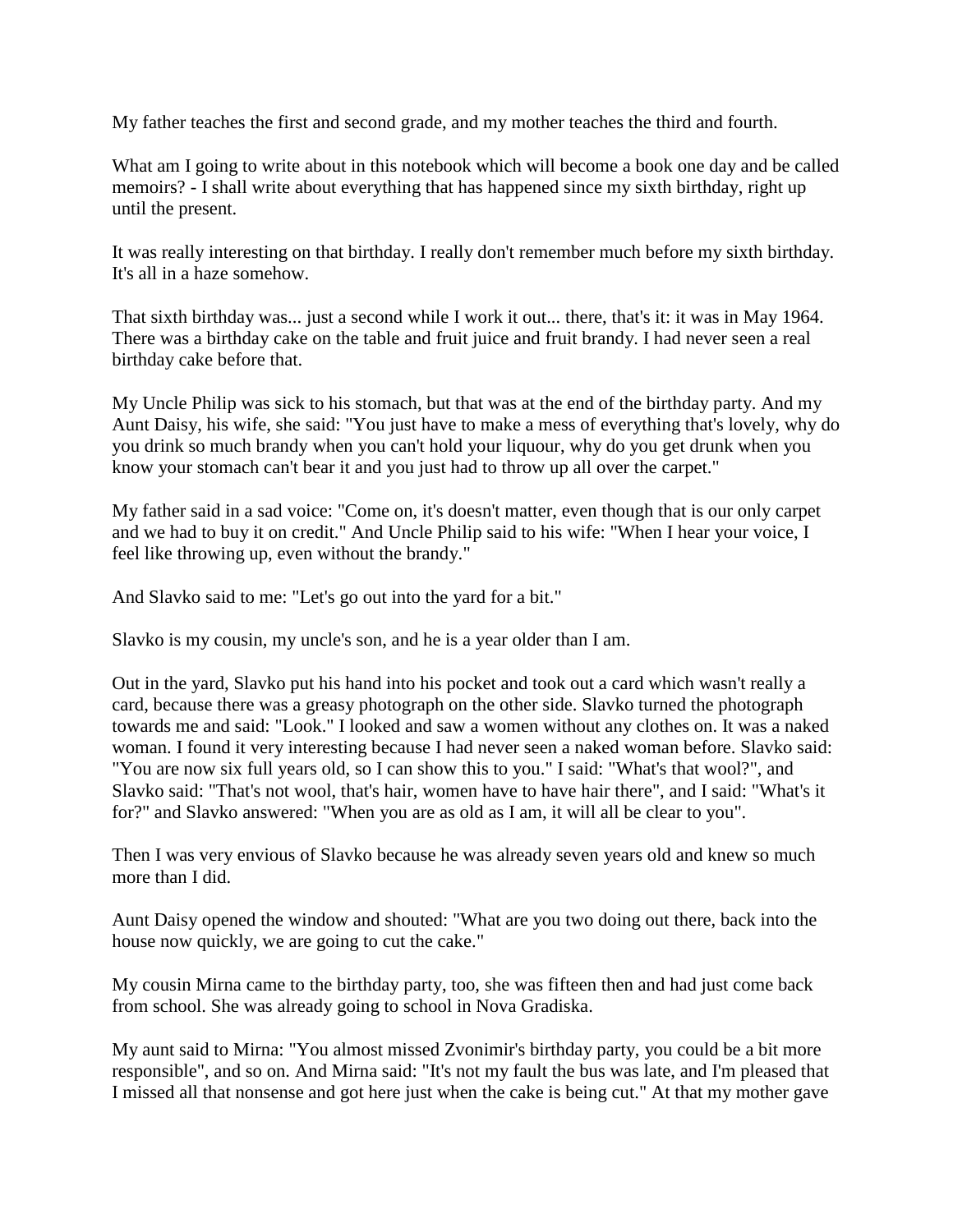My father teaches the first and second grade, and my mother teaches the third and fourth.

What am I going to write about in this notebook which will become a book one day and be called memoirs? - I shall write about everything that has happened since my sixth birthday, right up until the present.

It was really interesting on that birthday. I really don't remember much before my sixth birthday. It's all in a haze somehow.

That sixth birthday was... just a second while I work it out... there, that's it: it was in May 1964. There was a birthday cake on the table and fruit juice and fruit brandy. I had never seen a real birthday cake before that.

My Uncle Philip was sick to his stomach, but that was at the end of the birthday party. And my Aunt Daisy, his wife, she said: "You just have to make a mess of everything that's lovely, why do you drink so much brandy when you can't hold your liquour, why do you get drunk when you know your stomach can't bear it and you just had to throw up all over the carpet."

My father said in a sad voice: "Come on, it's doesn't matter, even though that is our only carpet and we had to buy it on credit." And Uncle Philip said to his wife: "When I hear your voice, I feel like throwing up, even without the brandy."

And Slavko said to me: "Let's go out into the yard for a bit."

Slavko is my cousin, my uncle's son, and he is a year older than I am.

Out in the yard, Slavko put his hand into his pocket and took out a card which wasn't really a card, because there was a greasy photograph on the other side. Slavko turned the photograph towards me and said: "Look." I looked and saw a women without any clothes on. It was a naked woman. I found it very interesting because I had never seen a naked woman before. Slavko said: "You are now six full years old, so I can show this to you." I said: "What's that wool?", and Slavko said: "That's not wool, that's hair, women have to have hair there", and I said: "What's it for?" and Slavko answered: "When you are as old as I am, it will all be clear to you".

Then I was very envious of Slavko because he was already seven years old and knew so much more than I did.

Aunt Daisy opened the window and shouted: "What are you two doing out there, back into the house now quickly, we are going to cut the cake."

My cousin Mirna came to the birthday party, too, she was fifteen then and had just come back from school. She was already going to school in Nova Gradiska.

My aunt said to Mirna: "You almost missed Zvonimir's birthday party, you could be a bit more responsible", and so on. And Mirna said: "It's not my fault the bus was late, and I'm pleased that I missed all that nonsense and got here just when the cake is being cut." At that my mother gave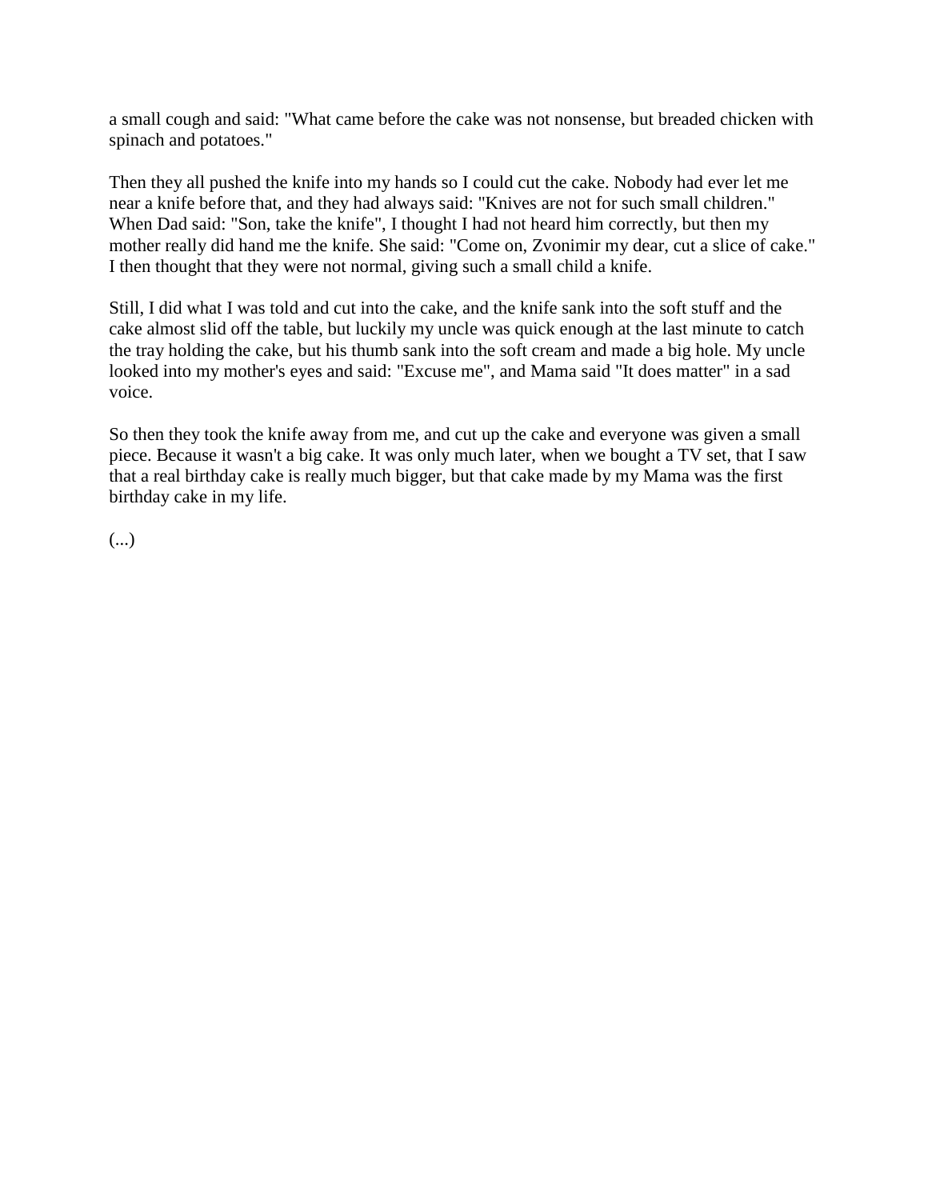a small cough and said: "What came before the cake was not nonsense, but breaded chicken with spinach and potatoes."

Then they all pushed the knife into my hands so I could cut the cake. Nobody had ever let me near a knife before that, and they had always said: "Knives are not for such small children." When Dad said: "Son, take the knife", I thought I had not heard him correctly, but then my mother really did hand me the knife. She said: "Come on, Zvonimir my dear, cut a slice of cake." I then thought that they were not normal, giving such a small child a knife.

Still, I did what I was told and cut into the cake, and the knife sank into the soft stuff and the cake almost slid off the table, but luckily my uncle was quick enough at the last minute to catch the tray holding the cake, but his thumb sank into the soft cream and made a big hole. My uncle looked into my mother's eyes and said: "Excuse me", and Mama said "It does matter" in a sad voice.

So then they took the knife away from me, and cut up the cake and everyone was given a small piece. Because it wasn't a big cake. It was only much later, when we bought a TV set, that I saw that a real birthday cake is really much bigger, but that cake made by my Mama was the first birthday cake in my life.

(...)